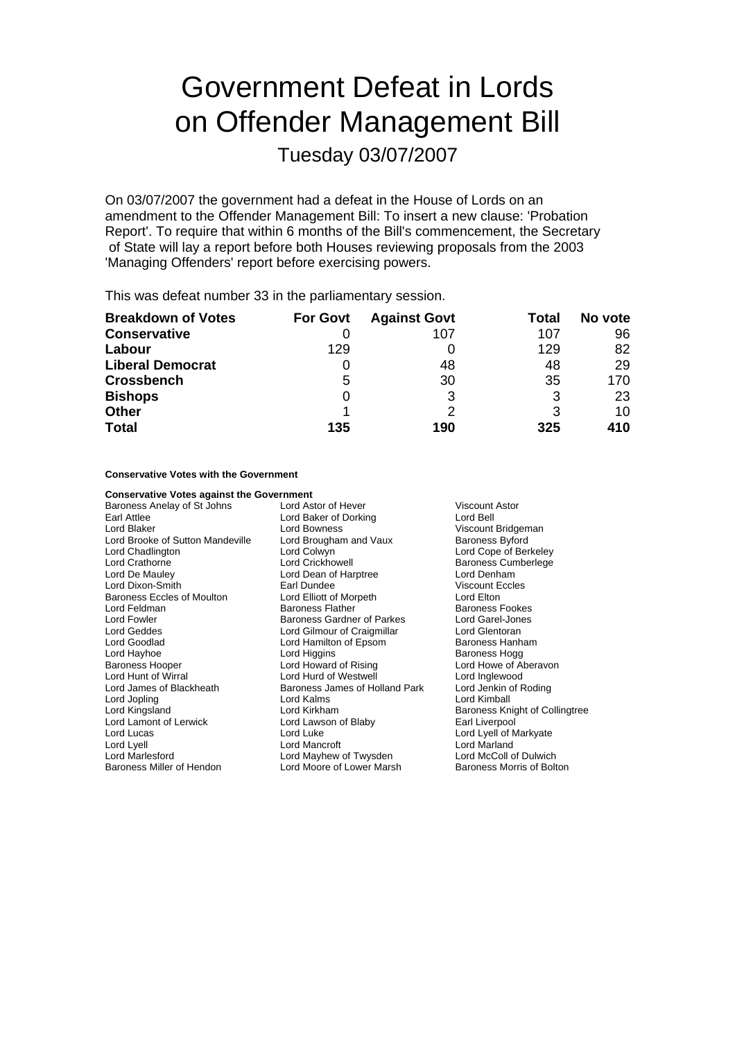# Government Defeat in Lords on Offender Management Bill

## Tuesday 03/07/2007

On 03/07/2007 the government had a defeat in the House of Lords on an amendment to the Offender Management Bill: To insert a new clause: 'Probation Report'. To require that within 6 months of the Bill's commencement, the Secretary of State will lay a report before both Houses reviewing proposals from the 2003 'Managing Offenders' report before exercising powers.

This was defeat number 33 in the parliamentary session.

| Breakdown of Votes | For Govt | Against Govt | Total | No vote |
|---|---|---|---|---|
| **Conservative** | 0 | 107 | 107 | 96 |
| **Labour** | 129 | 0 | 129 | 82 |
| **Liberal Democrat** | 0 | 48 | 48 | 29 |
| **Crossbench** | 5 | 30 | 35 | 170 |
| **Bishops** | 0 | 3 | 3 | 23 |
| **Other** | 1 | 2 | 3 | 10 |
| **Total** | **135** | **190** | **325** | **410** |

**Conservative Votes with the Government**

**Conservative Votes against the Government**

Baroness Anelay of St Johns
Lord Astor of Hever
Viscount Astor
Earl Attlee
Lord Baker of Dorking
Lord Bell
Lord Blaker
Lord Bowness
Viscount Bridgeman
Lord Brooke of Sutton Mandeville
Lord Brougham and Vaux
Baroness Byford
Lord Chadlington
Lord Colwyn
Lord Cope of Berkeley
Lord Crathorne
Lord Crickhowell
Baroness Cumberlege
Lord De Mauley
Lord Dean of Harptree
Lord Denham
Lord Dixon-Smith
Earl Dundee
Viscount Eccles
Baroness Eccles of Moulton
Lord Elliott of Morpeth
Lord Elton
Lord Feldman
Baroness Flather
Baroness Fookes
Lord Fowler
Baroness Gardner of Parkes
Lord Garel-Jones
Lord Geddes
Lord Gilmour of Craigmillar
Lord Glentoran
Lord Goodlad
Lord Hamilton of Epsom
Baroness Hanham
Lord Hayhoe
Lord Higgins
Baroness Hogg
Baroness Hooper
Lord Howard of Rising
Lord Howe of Aberavon
Lord Hunt of Wirral
Lord Hurd of Westwell
Lord Inglewood
Lord James of Blackheath
Baroness James of Holland Park
Lord Jenkin of Roding
Lord Jopling
Lord Kalms
Lord Kimball
Lord Kingsland
Lord Kirkham
Baroness Knight of Collingtree
Lord Lamont of Lerwick
Lord Lawson of Blaby
Earl Liverpool
Lord Lucas
Lord Luke
Lord Lyell of Markyate
Lord Lyell
Lord Mancroft
Lord Marland
Lord Marlesford
Lord Mayhew of Twysden
Lord McColl of Dulwich
Baroness Miller of Hendon
Lord Moore of Lower Marsh
Baroness Morris of Bolton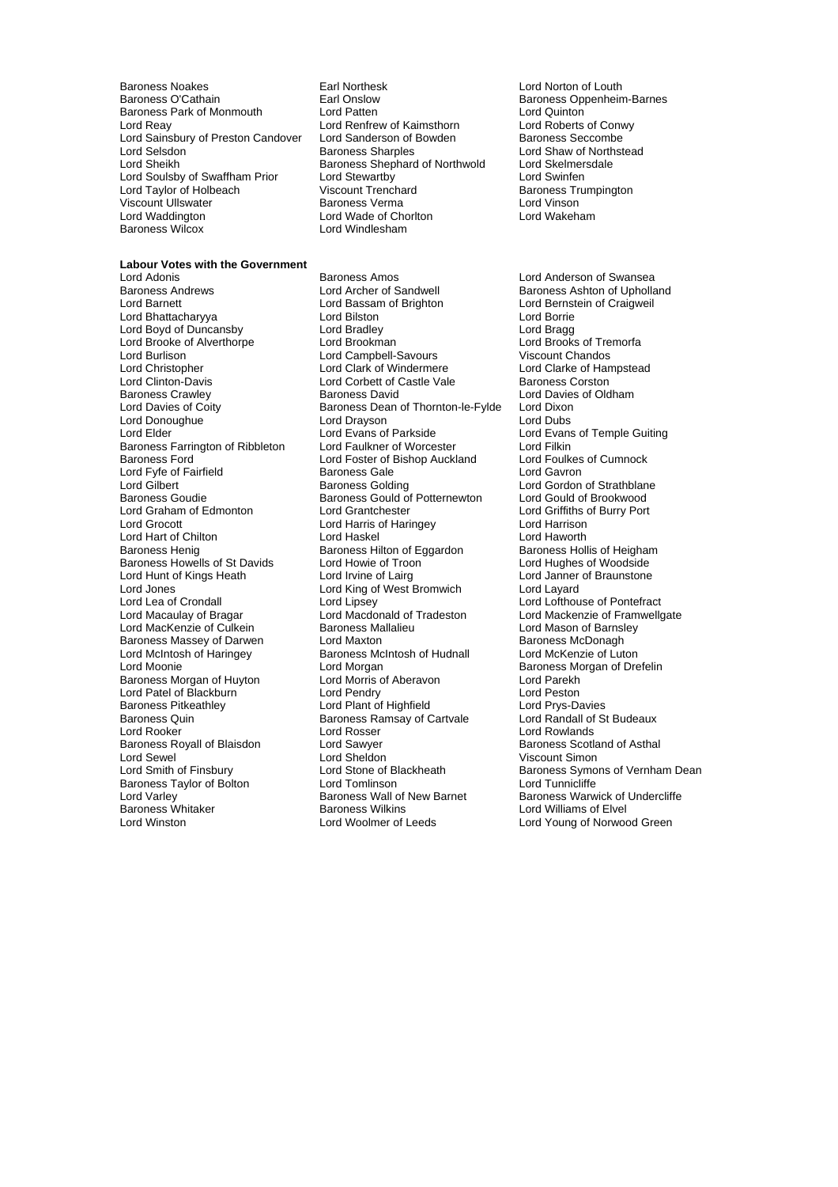Baroness Noakes
Baroness O'Cathain
Baroness Park of Monmouth
Lord Reay
Lord Sainsbury of Preston Candover
Lord Selsdon
Lord Sheikh
Lord Soulsby of Swaffham Prior
Lord Taylor of Holbeach
Viscount Ullswater
Lord Waddington
Baroness Wilcox
Earl Northesk
Earl Onslow
Lord Patten
Lord Renfrew of Kaimsthorn
Lord Sanderson of Bowden
Baroness Sharples
Baroness Shephard of Northwold
Lord Stewartby
Viscount Trenchard
Baroness Verma
Lord Wade of Chorlton
Lord Windlesham
Lord Norton of Louth
Baroness Oppenheim-Barnes
Lord Quinton
Lord Roberts of Conwy
Baroness Seccombe
Lord Shaw of Northstead
Lord Skelmersdale
Lord Swinfen
Baroness Trumpington
Lord Vinson
Lord Wakeham

**Labour Votes with the Government**

Lord Adonis
Baroness Andrews
Lord Barnett
Lord Bhattacharyya
Lord Boyd of Duncansby
Lord Brooke of Alverthorpe
Lord Burlison
Lord Christopher
Lord Clinton-Davis
Baroness Crawley
Lord Davies of Coity
Lord Donoughue
Lord Elder
Baroness Farrington of Ribbleton
Baroness Ford
Lord Fyfe of Fairfield
Lord Gilbert
Baroness Goudie
Lord Graham of Edmonton
Lord Grocott
Lord Hart of Chilton
Baroness Henig
Baroness Howells of St Davids
Lord Hunt of Kings Heath
Lord Jones
Lord Lea of Crondall
Lord Macaulay of Bragar
Lord MacKenzie of Culkein
Baroness Massey of Darwen
Lord McIntosh of Haringey
Lord Moonie
Baroness Morgan of Huyton
Lord Patel of Blackburn
Baroness Pitkeathley
Baroness Quin
Lord Rooker
Baroness Royall of Blaisdon
Lord Sewel
Lord Smith of Finsbury
Baroness Taylor of Bolton
Lord Varley
Baroness Whitaker
Lord Winston
Baroness Amos
Lord Archer of Sandwell
Lord Bassam of Brighton
Lord Bilston
Lord Bradley
Lord Brookman
Lord Campbell-Savours
Lord Clark of Windermere
Lord Corbett of Castle Vale
Baroness David
Baroness Dean of Thornton-le-Fylde
Lord Drayson
Lord Evans of Parkside
Lord Faulkner of Worcester
Lord Foster of Bishop Auckland
Baroness Gale
Baroness Golding
Baroness Gould of Potternewton
Lord Grantchester
Lord Harris of Haringey
Lord Haskel
Baroness Hilton of Eggardon
Lord Howie of Troon
Lord Irvine of Lairg
Lord King of West Bromwich
Lord Lipsey
Lord Macdonald of Tradeston
Baroness Mallalieu
Lord Maxton
Baroness McIntosh of Hudnall
Lord Morgan
Lord Morris of Aberavon
Lord Pendry
Lord Plant of Highfield
Baroness Ramsay of Cartvale
Lord Rosser
Lord Sawyer
Lord Sheldon
Lord Stone of Blackheath
Lord Tomlinson
Baroness Wall of New Barnet
Baroness Wilkins
Lord Woolmer of Leeds
Lord Anderson of Swansea
Baroness Ashton of Upholland
Lord Bernstein of Craigweil
Lord Borrie
Lord Bragg
Lord Brooks of Tremorfa
Viscount Chandos
Lord Clarke of Hampstead
Baroness Corston
Lord Davies of Oldham
Lord Dixon
Lord Dubs
Lord Evans of Temple Guiting
Lord Filkin
Lord Foulkes of Cumnock
Lord Gavron
Lord Gordon of Strathblane
Lord Gould of Brookwood
Lord Griffiths of Burry Port
Lord Harrison
Lord Haworth
Baroness Hollis of Heigham
Lord Hughes of Woodside
Lord Janner of Braunstone
Lord Layard
Lord Lofthouse of Pontefract
Lord Mackenzie of Framwellgate
Lord Mason of Barnsley
Baroness McDonagh
Lord McKenzie of Luton
Baroness Morgan of Drefelin
Lord Parekh
Lord Peston
Lord Prys-Davies
Lord Randall of St Budeaux
Lord Rowlands
Baroness Scotland of Asthal
Viscount Simon
Baroness Symons of Vernham Dean
Lord Tunnicliffe
Baroness Warwick of Undercliffe
Lord Williams of Elvel
Lord Young of Norwood Green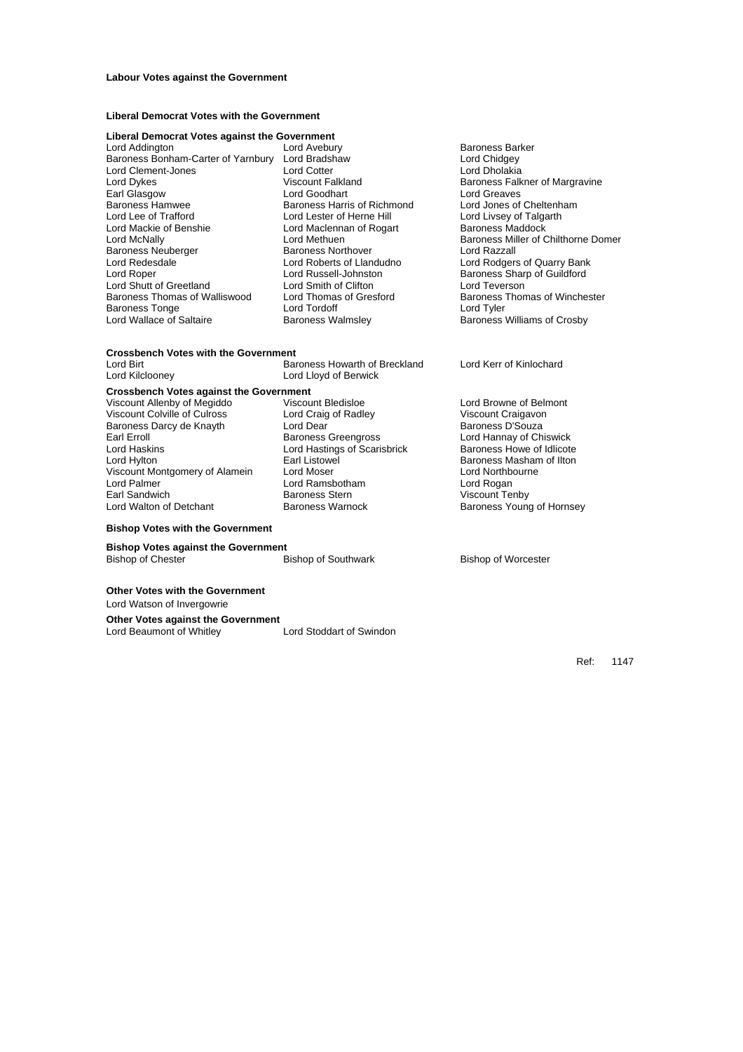**Labour Votes against the Government**

**Liberal Democrat Votes with the Government**

**Liberal Democrat Votes against the Government**

| | | |
|---|---|---|
| Lord Addington | Lord Avebury | Baroness Barker |
| Baroness Bonham-Carter of Yarnbury | Lord Bradshaw | Lord Chidgey |
| Lord Clement-Jones | Lord Cotter | Lord Dholakia |
| Lord Dykes | Viscount Falkland | Baroness Falkner of Margravine |
| Earl Glasgow | Lord Goodhart | Lord Greaves |
| Baroness Hamwee | Baroness Harris of Richmond | Lord Jones of Cheltenham |
| Lord Lee of Trafford | Lord Lester of Herne Hill | Lord Livsey of Talgarth |
| Lord Mackie of Benshie | Lord Maclennan of Rogart | Baroness Maddock |
| Lord McNally | Lord Methuen | Baroness Miller of Chilthorne Domer |
| Baroness Neuberger | Baroness Northover | Lord Razzall |
| Lord Redesdale | Lord Roberts of Llandudno | Lord Rodgers of Quarry Bank |
| Lord Roper | Lord Russell-Johnston | Baroness Sharp of Guildford |
| Lord Shutt of Greetland | Lord Smith of Clifton | Lord Teverson |
| Baroness Thomas of Walliswood | Lord Thomas of Gresford | Baroness Thomas of Winchester |
| Baroness Tonge | Lord Tordoff | Lord Tyler |
| Lord Wallace of Saltaire | Baroness Walmsley | Baroness Williams of Crosby |

**Crossbench Votes with the Government**

| | | |
|---|---|---|
| Lord Birt | Baroness Howarth of Breckland | Lord Kerr of Kinlochard |
| Lord Kilclooney | Lord Lloyd of Berwick | |

**Crossbench Votes against the Government**

| | | |
|---|---|---|
| Viscount Allenby of Megiddo | Viscount Bledisloe | Lord Browne of Belmont |
| Viscount Colville of Culross | Lord Craig of Radley | Viscount Craigavon |
| Baroness Darcy de Knayth | Lord Dear | Baroness D'Souza |
| Earl Erroll | Baroness Greengross | Lord Hannay of Chiswick |
| Lord Haskins | Lord Hastings of Scarisbrick | Baroness Howe of Idlicote |
| Lord Hylton | Earl Listowel | Baroness Masham of Ilton |
| Viscount Montgomery of Alamein | Lord Moser | Lord Northbourne |
| Lord Palmer | Lord Ramsbotham | Lord Rogan |
| Earl Sandwich | Baroness Stern | Viscount Tenby |
| Lord Walton of Detchant | Baroness Warnock | Baroness Young of Hornsey |

**Bishop Votes with the Government**

**Bishop Votes against the Government**

| | | |
|---|---|---|
| Bishop of Chester | Bishop of Southwark | Bishop of Worcester |

**Other Votes with the Government**

Lord Watson of Invergowrie

**Other Votes against the Government**

| | |
|---|---|
| Lord Beaumont of Whitley | Lord Stoddart of Swindon |

Ref: 1147